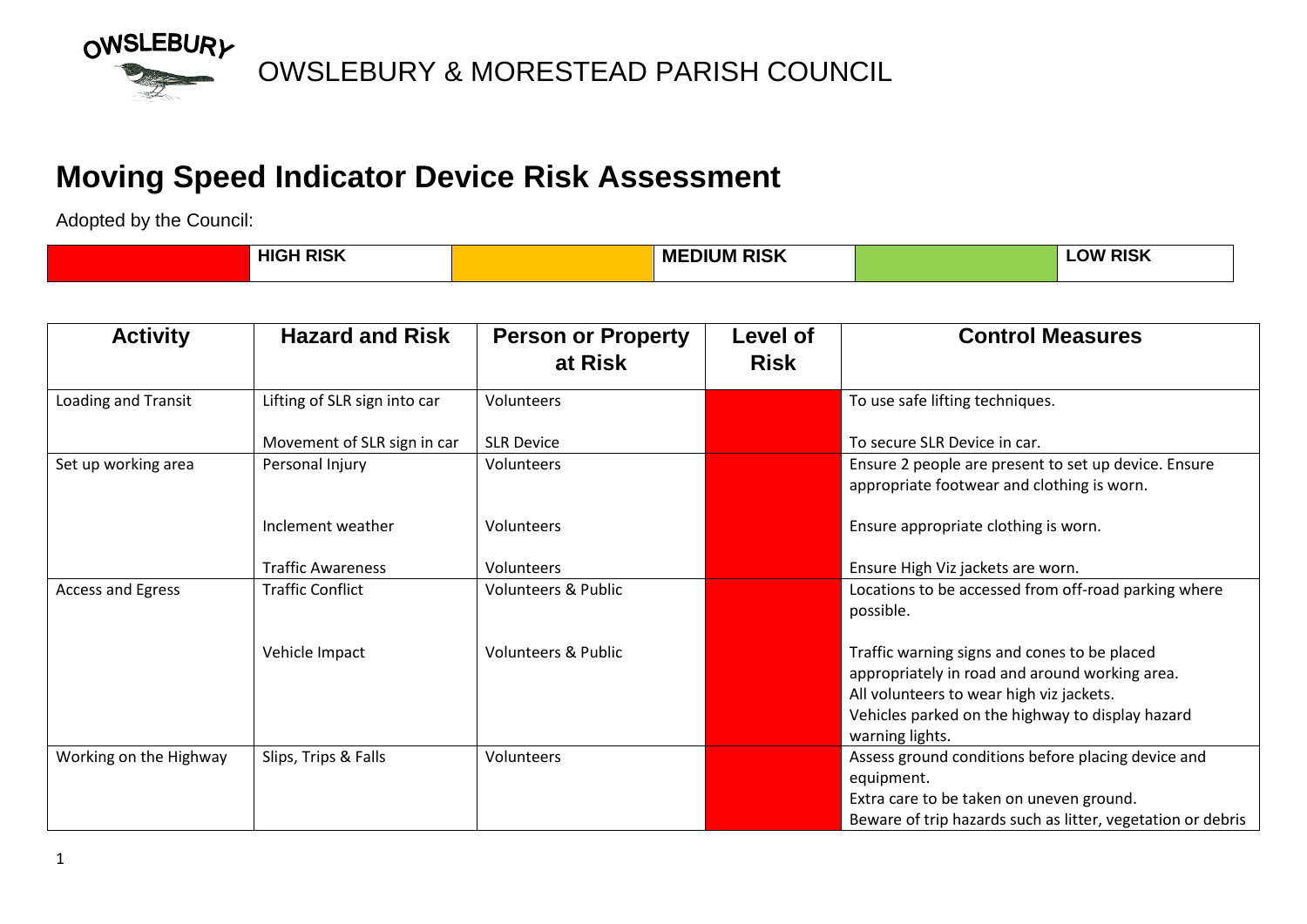OWSLEBURY

OWSLEBURY & MORESTEAD PARISH COUNCIL

# Moving Speed Indicator Device Risk Assessment

Adopted by the Council:

| | HIGH RISK | | MEDIUM RISK | | LOW RISK |
|---|---|---|---|---|---|

| Activity | Hazard and Risk | Person or Property at Risk | Level of Risk | Control Measures |
|---|---|---|---|---|
| Loading and Transit | Lifting of SLR sign into car | Volunteers | | To use safe lifting techniques. |
| | Movement of SLR sign in car | SLR Device | | To secure SLR Device in car. |
| Set up working area | Personal Injury | Volunteers | | Ensure 2 people are present to set up device. Ensure appropriate footwear and clothing is worn. |
| | Inclement weather | Volunteers | | Ensure appropriate clothing is worn. |
| | Traffic Awareness | Volunteers | | Ensure High Viz jackets are worn. |
| Access and Egress | Traffic Conflict | Volunteers & Public | | Locations to be accessed from off-road parking where possible. |
| | Vehicle Impact | Volunteers & Public | | Traffic warning signs and cones to be placed appropriately in road and around working area. All volunteers to wear high viz jackets. Vehicles parked on the highway to display hazard warning lights. |
| Working on the Highway | Slips, Trips & Falls | Volunteers | | Assess ground conditions before placing device and equipment. Extra care to be taken on uneven ground. Beware of trip hazards such as litter, vegetation or debris |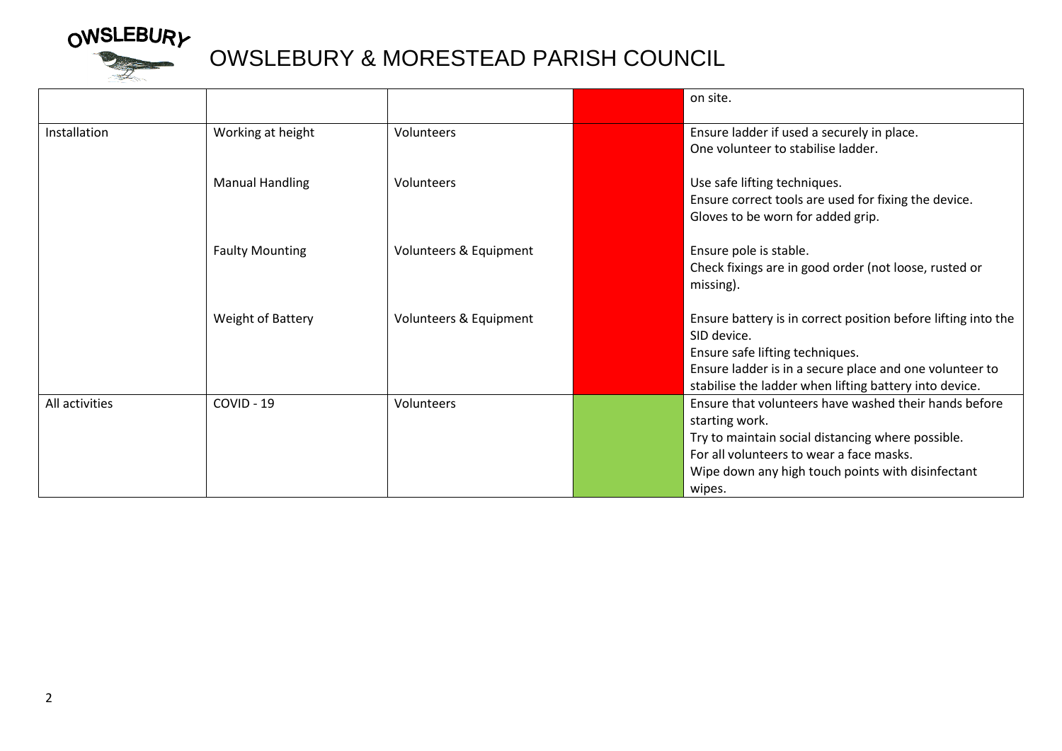| | | | | |
|---|---|---|---|---|
| | | | | on site. |
| Installation | Working at height | Volunteers | | Ensure ladder if used a securely in place.<br>One volunteer to stabilise ladder. |
| | Manual Handling | Volunteers | | Use safe lifting techniques.<br>Ensure correct tools are used for fixing the device.<br>Gloves to be worn for added grip. |
| | Faulty Mounting | Volunteers & Equipment | | Ensure pole is stable.<br>Check fixings are in good order (not loose, rusted or missing). |
| | Weight of Battery | Volunteers & Equipment | | Ensure battery is in correct position before lifting into the SID device.<br>Ensure safe lifting techniques.<br>Ensure ladder is in a secure place and one volunteer to stabilise the ladder when lifting battery into device. |
| All activities | COVID - 19 | Volunteers | | Ensure that volunteers have washed their hands before starting work.<br>Try to maintain social distancing where possible.<br>For all volunteers to wear a face masks.<br>Wipe down any high touch points with disinfectant wipes. |